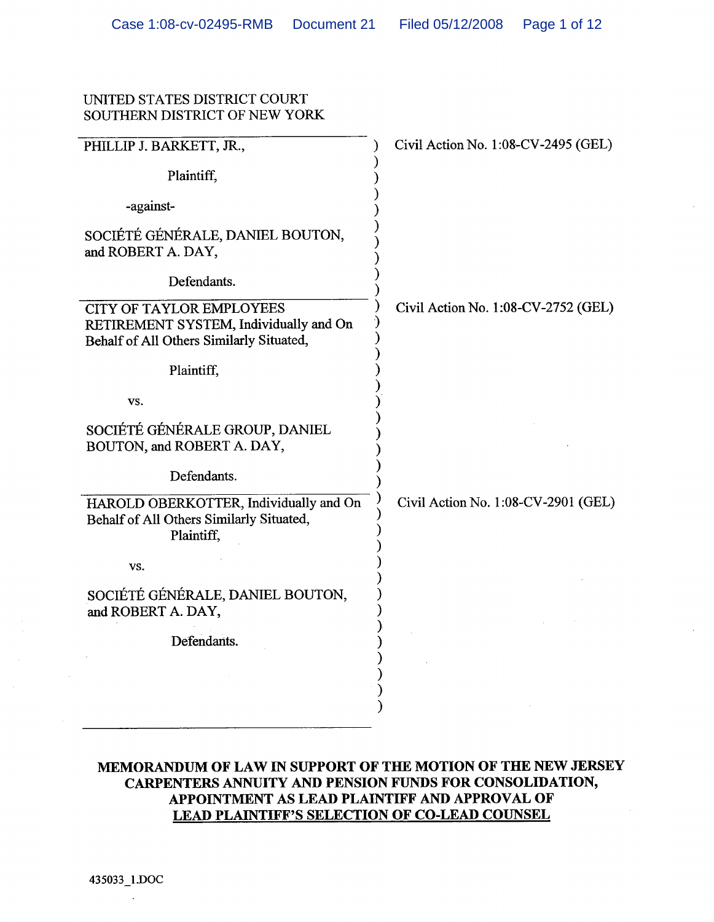UNITED STATES DISTRICT COURT
SOUTHERN DISTRICT OF NEW YORK

| | |
|---|---|
| PHILLIP J. BARKETT, JR.,<br><br>Plaintiff,<br><br>-against-<br><br>SOCIÉTÉ GÉNÉRALE, DANIEL BOUTON, and ROBERT A. DAY,<br><br>Defendants. | Civil Action No. 1:08-CV-2495 (GEL) |
| CITY OF TAYLOR EMPLOYEES RETIREMENT SYSTEM, Individually and On Behalf of All Others Similarly Situated,<br><br>Plaintiff,<br><br>vs.<br><br>SOCIÉTÉ GÉNÉRALE GROUP, DANIEL BOUTON, and ROBERT A. DAY,<br><br>Defendants. | Civil Action No. 1:08-CV-2752 (GEL) |
| HAROLD OBERKOTTER, Individually and On Behalf of All Others Similarly Situated,<br>Plaintiff,<br><br>vs.<br><br>SOCIÉTÉ GÉNÉRALE, DANIEL BOUTON, and ROBERT A. DAY,<br><br>Defendants. | Civil Action No. 1:08-CV-2901 (GEL) |

**MEMORANDUM OF LAW IN SUPPORT OF THE MOTION OF THE NEW JERSEY CARPENTERS ANNUITY AND PENSION FUNDS FOR CONSOLIDATION, APPOINTMENT AS LEAD PLAINTIFF AND APPROVAL OF LEAD PLAINTIFF'S SELECTION OF CO-LEAD COUNSEL**

435033_1.DOC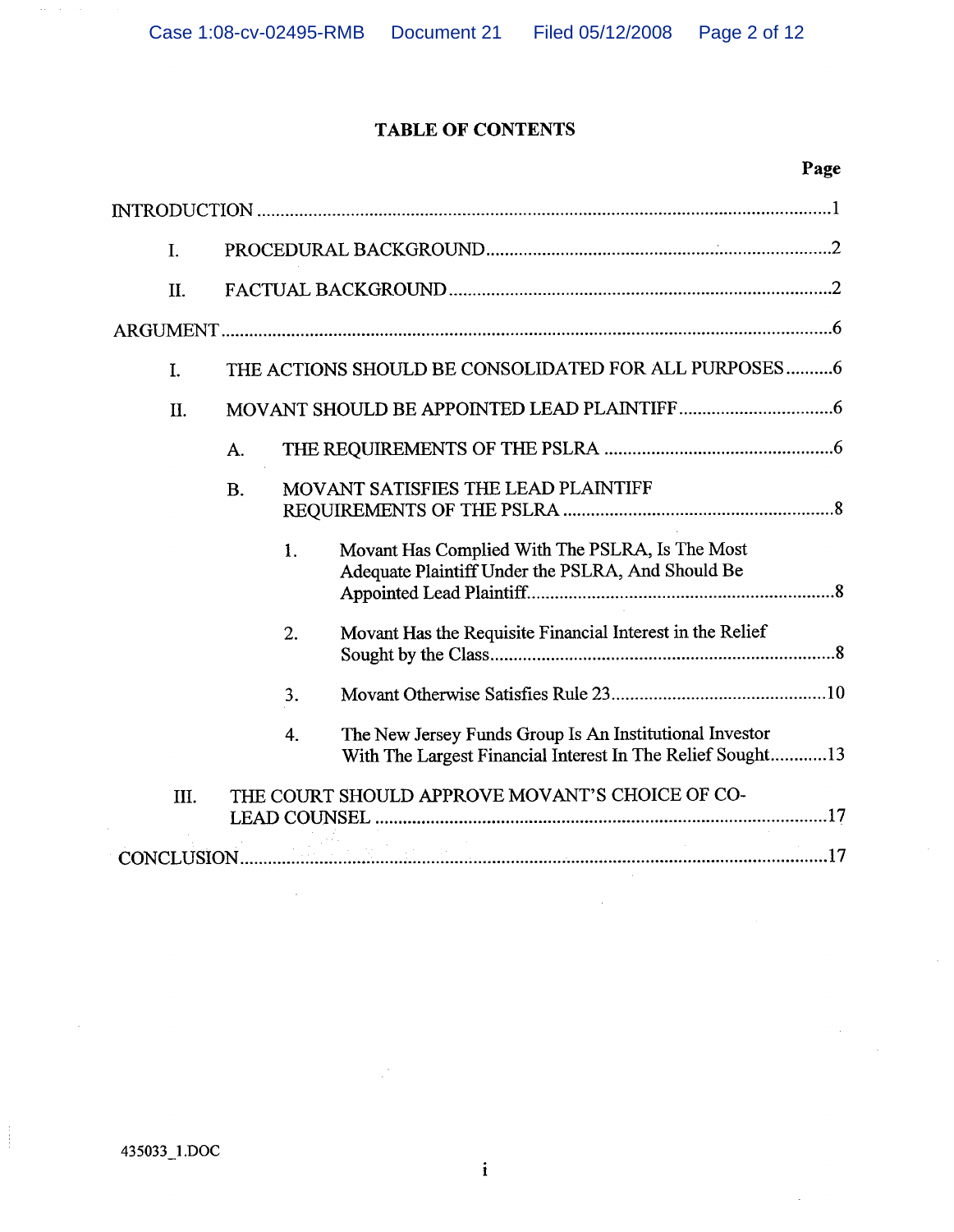# TABLE OF CONTENTS

| | Page |
|---|---|
| INTRODUCTION | 1 |
| I. PROCEDURAL BACKGROUND | 2 |
| II. FACTUAL BACKGROUND | 2 |
| ARGUMENT | 6 |
| I. THE ACTIONS SHOULD BE CONSOLIDATED FOR ALL PURPOSES | 6 |
| II. MOVANT SHOULD BE APPOINTED LEAD PLAINTIFF | 6 |
| A. THE REQUIREMENTS OF THE PSLRA | 6 |
| B. MOVANT SATISFIES THE LEAD PLAINTIFF REQUIREMENTS OF THE PSLRA | 8 |
| 1. Movant Has Complied With The PSLRA, Is The Most Adequate Plaintiff Under the PSLRA, And Should Be Appointed Lead Plaintiff | 8 |
| 2. Movant Has the Requisite Financial Interest in the Relief Sought by the Class | 8 |
| 3. Movant Otherwise Satisfies Rule 23 | 10 |
| 4. The New Jersey Funds Group Is An Institutional Investor With The Largest Financial Interest In The Relief Sought | 13 |
| III. THE COURT SHOULD APPROVE MOVANT'S CHOICE OF CO-LEAD COUNSEL | 17 |
| CONCLUSION | 17 |

435033_1.DOC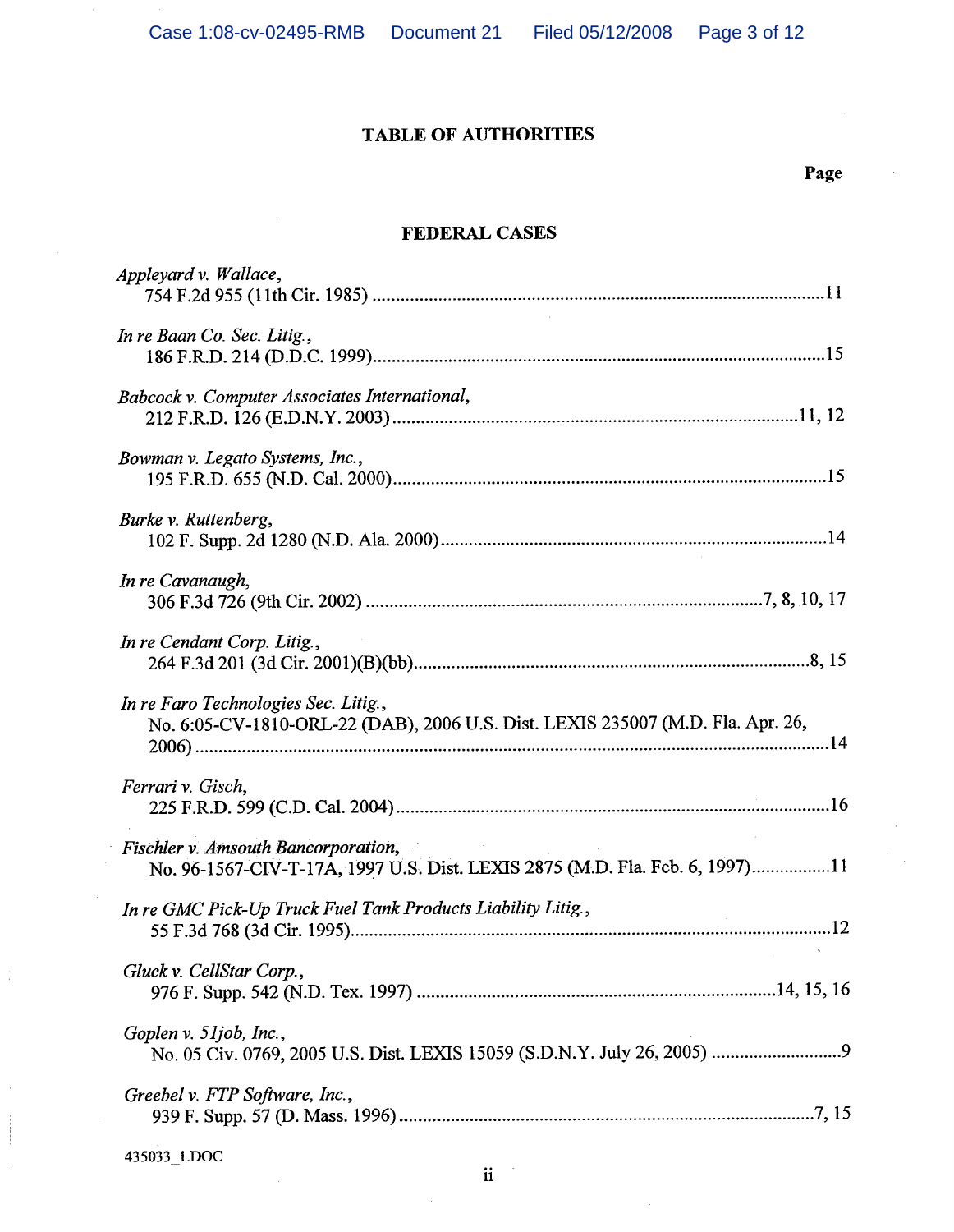# TABLE OF AUTHORITIES

Page

## FEDERAL CASES

*Appleyard v. Wallace*,
754 F.2d 955 (11th Cir. 1985) ........................................................................................11

*In re Baan Co. Sec. Litig.*,
186 F.R.D. 214 (D.D.C. 1999).......................................................................................15

*Babcock v. Computer Associates International*,
212 F.R.D. 126 (E.D.N.Y. 2003)...............................................................................11, 12

*Bowman v. Legato Systems, Inc.*,
195 F.R.D. 655 (N.D. Cal. 2000)....................................................................................15

*Burke v. Ruttenberg*,
102 F. Supp. 2d 1280 (N.D. Ala. 2000)..........................................................................14

*In re Cavanaugh*,
306 F.3d 726 (9th Cir. 2002) .............................................................................7, 8, 10, 17

*In re Cendant Corp. Litig.*,
264 F.3d 201 (3d Cir. 2001)(B)(bb).............................................................................8, 15

*In re Faro Technologies Sec. Litig.*,
No. 6:05-CV-1810-ORL-22 (DAB), 2006 U.S. Dist. LEXIS 235007 (M.D. Fla. Apr. 26, 2006) ..............................................................................................................................14

*Ferrari v. Gisch*,
225 F.R.D. 599 (C.D. Cal. 2004)....................................................................................16

*Fischler v. Amsouth Bancorporation*,
No. 96-1567-CIV-T-17A, 1997 U.S. Dist. LEXIS 2875 (M.D. Fla. Feb. 6, 1997)................11

*In re GMC Pick-Up Truck Fuel Tank Products Liability Litig.*,
55 F.3d 768 (3d Cir. 1995).............................................................................................12

*Gluck v. CellStar Corp.*,
976 F. Supp. 542 (N.D. Tex. 1997) ...................................................................14, 15, 16

*Goplen v. 51job, Inc.*,
No. 05 Civ. 0769, 2005 U.S. Dist. LEXIS 15059 (S.D.N.Y. July 26, 2005) ............................9

*Greebel v. FTP Software, Inc.*,
939 F. Supp. 57 (D. Mass. 1996) ...............................................................................7, 15

435033_1.DOC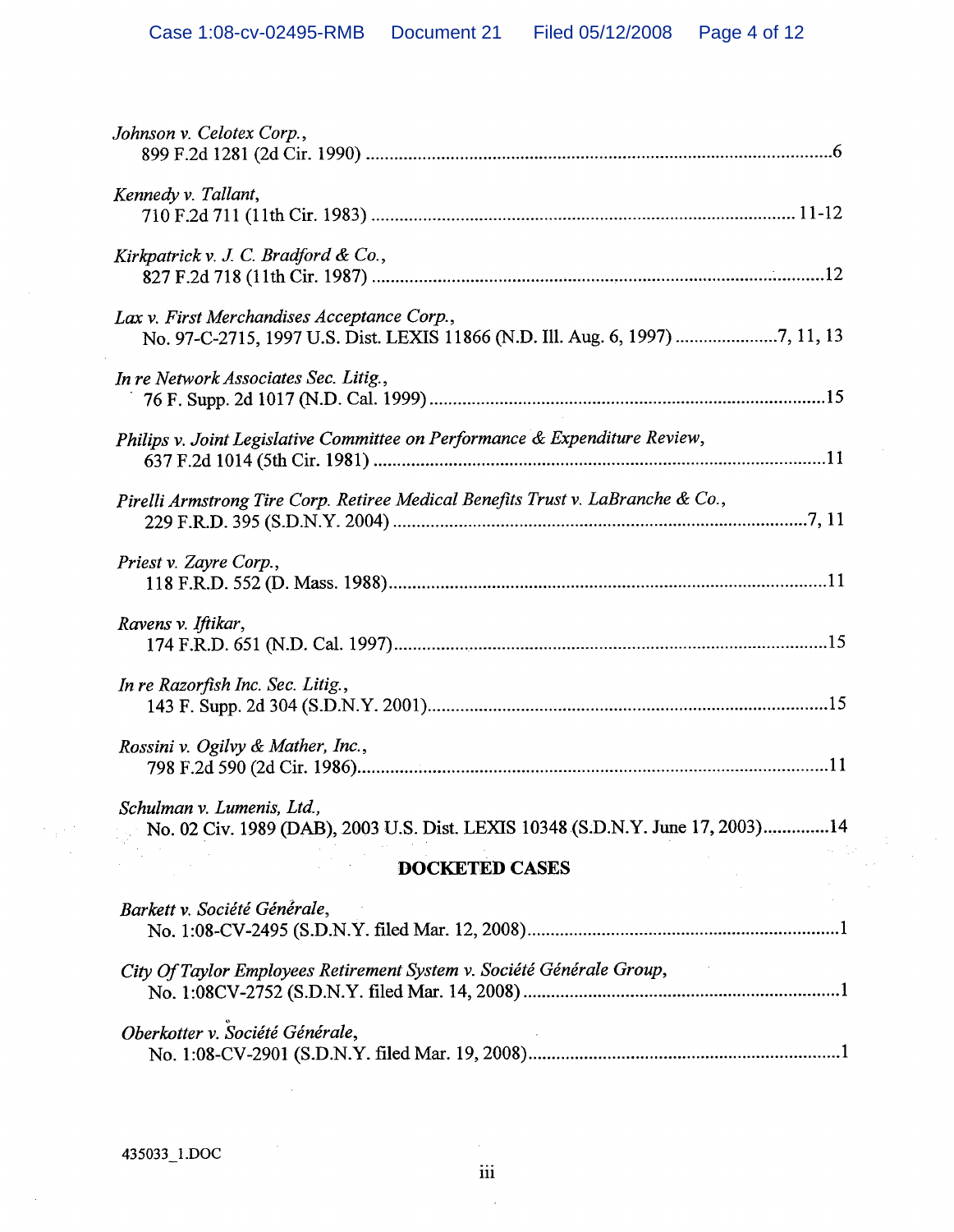*Johnson v. Celotex Corp.*,
899 F.2d 1281 (2d Cir. 1990) ....................................................................................................6

*Kennedy v. Tallant*,
710 F.2d 711 (11th Cir. 1983) ........................................................................................... 11-12

*Kirkpatrick v. J. C. Bradford & Co.*,
827 F.2d 718 (11th Cir. 1987) .................................................................................................12

*Lax v. First Merchandises Acceptance Corp.*,
No. 97-C-2715, 1997 U.S. Dist. LEXIS 11866 (N.D. Ill. Aug. 6, 1997) .......................7, 11, 13

*In re Network Associates Sec. Litig.*,
76 F. Supp. 2d 1017 (N.D. Cal. 1999) .....................................................................................15

*Philips v. Joint Legislative Committee on Performance & Expenditure Review*,
637 F.2d 1014 (5th Cir. 1981) .................................................................................................11

*Pirelli Armstrong Tire Corp. Retiree Medical Benefits Trust v. LaBranche & Co.*,
229 F.R.D. 395 (S.D.N.Y. 2004) .........................................................................................7, 11

*Priest v. Zayre Corp.*,
118 F.R.D. 552 (D. Mass. 1988)...............................................................................................11

*Ravens v. Iftikar*,
174 F.R.D. 651 (N.D. Cal. 1997)..............................................................................................15

*In re Razorfish Inc. Sec. Litig.*,
143 F. Supp. 2d 304 (S.D.N.Y. 2001).......................................................................................15

*Rossini v. Ogilvy & Mather, Inc.*,
798 F.2d 590 (2d Cir. 1986)......................................................................................................11

*Schulman v. Lumenis, Ltd.*,
No. 02 Civ. 1989 (DAB), 2003 U.S. Dist. LEXIS 10348 (S.D.N.Y. June 17, 2003)..............14

## DOCKETED CASES

*Barkett v. Société Générale*,
No. 1:08-CV-2495 (S.D.N.Y. filed Mar. 12, 2008)....................................................................1

*City Of Taylor Employees Retirement System v. Société Générale Group*,
No. 1:08CV-2752 (S.D.N.Y. filed Mar. 14, 2008) .....................................................................1

*Oberkotter v. Société Générale*,
No. 1:08-CV-2901 (S.D.N.Y. filed Mar. 19, 2008)....................................................................1

435033_1.DOC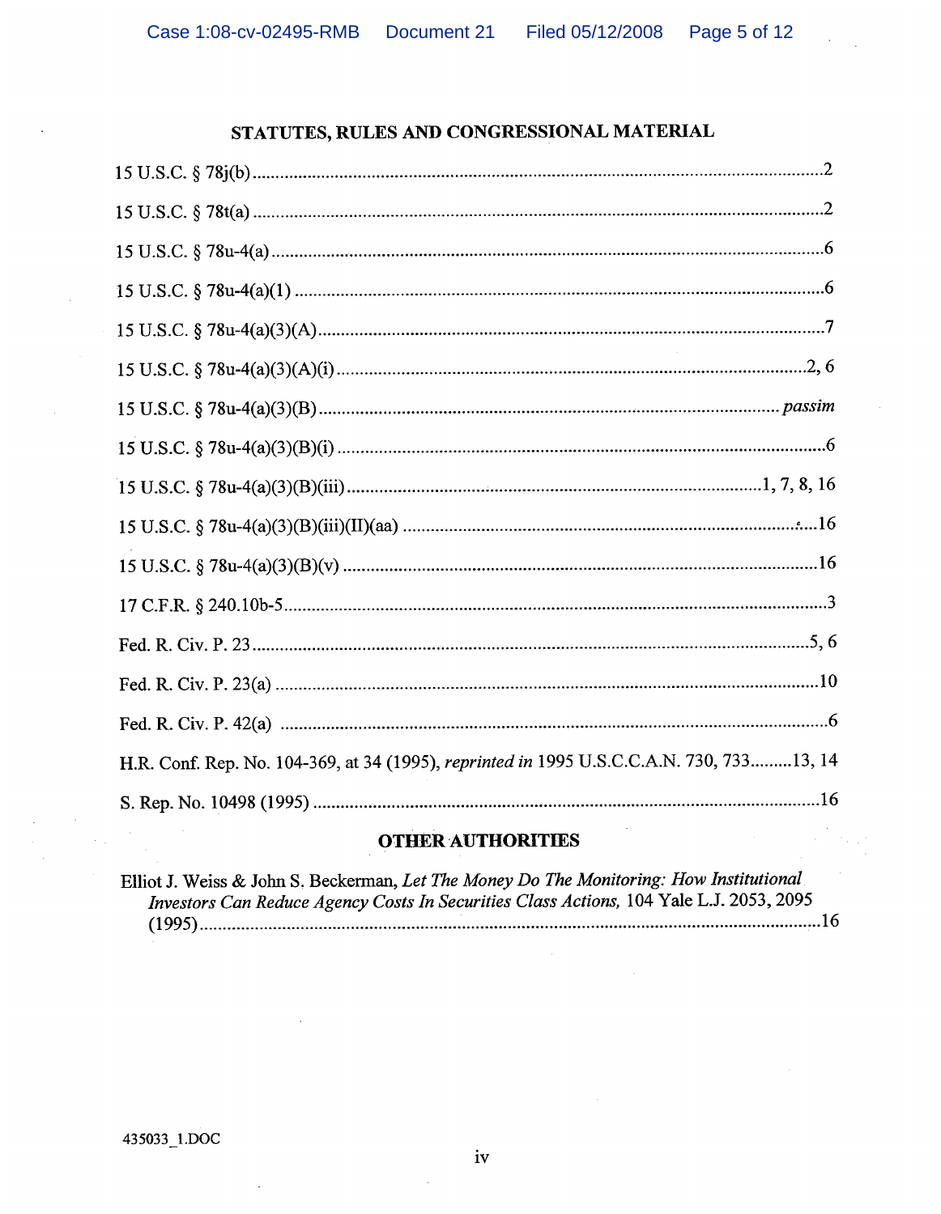## STATUTES, RULES AND CONGRESSIONAL MATERIAL

15 U.S.C. § 78j(b) .......................................................................................................... 2

15 U.S.C. § 78t(a) .......................................................................................................... 2

15 U.S.C. § 78u-4(a) ....................................................................................................... 6

15 U.S.C. § 78u-4(a)(1) .................................................................................................. 6

15 U.S.C. § 78u-4(a)(3)(A) ............................................................................................. 7

15 U.S.C. § 78u-4(a)(3)(A)(i) ...................................................................................... 2, 6

15 U.S.C. § 78u-4(a)(3)(B) ..................................................................................... *passim*

15 U.S.C. § 78u-4(a)(3)(B)(i) ......................................................................................... 6

15 U.S.C. § 78u-4(a)(3)(B)(iii) ........................................................................... 1, 7, 8, 16

15 U.S.C. § 78u-4(a)(3)(B)(iii)(II)(aa) .......................................................................... 16

15 U.S.C. § 78u-4(a)(3)(B)(v) ....................................................................................... 16

17 C.F.R. § 240.10b-5 ...................................................................................................... 3

Fed. R. Civ. P. 23 ........................................................................................................ 5, 6

Fed. R. Civ. P. 23(a) ...................................................................................................... 10

Fed. R. Civ. P. 42(a) ........................................................................................................ 6

H.R. Conf. Rep. No. 104-369, at 34 (1995), *reprinted in* 1995 U.S.C.C.A.N. 730, 733 ......... 13, 14

S. Rep. No. 10498 (1995) ............................................................................................. 16

## OTHER AUTHORITIES

Elliot J. Weiss & John S. Beckerman, *Let The Money Do The Monitoring: How Institutional Investors Can Reduce Agency Costs In Securities Class Actions,* 104 Yale L.J. 2053, 2095 (1995) ........................................................................................................................ 16

435033_1.DOC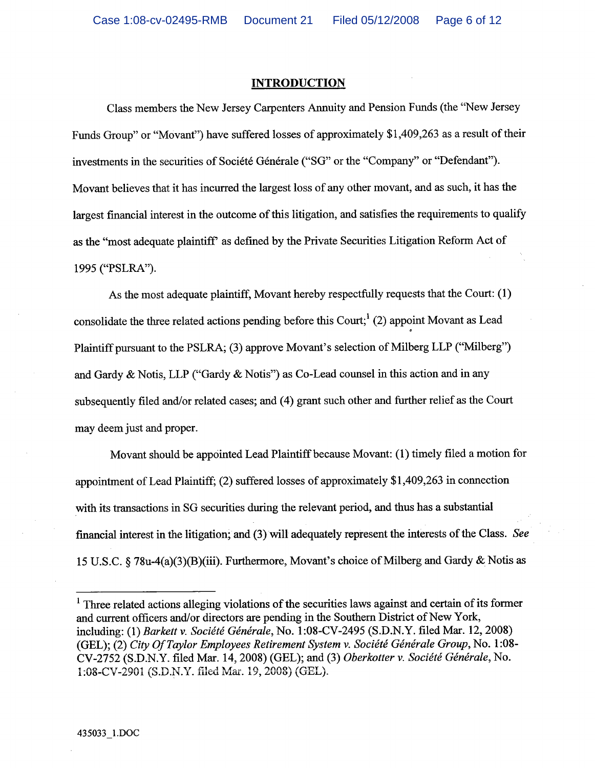## INTRODUCTION

Class members the New Jersey Carpenters Annuity and Pension Funds (the "New Jersey Funds Group" or "Movant") have suffered losses of approximately $1,409,263 as a result of their investments in the securities of Société Générale ("SG" or the "Company" or "Defendant"). Movant believes that it has incurred the largest loss of any other movant, and as such, it has the largest financial interest in the outcome of this litigation, and satisfies the requirements to qualify as the "most adequate plaintiff" as defined by the Private Securities Litigation Reform Act of 1995 ("PSLRA").

As the most adequate plaintiff, Movant hereby respectfully requests that the Court: (1) consolidate the three related actions pending before this Court;[1] (2) appoint Movant as Lead Plaintiff pursuant to the PSLRA; (3) approve Movant's selection of Milberg LLP ("Milberg") and Gardy & Notis, LLP ("Gardy & Notis") as Co-Lead counsel in this action and in any subsequently filed and/or related cases; and (4) grant such other and further relief as the Court may deem just and proper.

Movant should be appointed Lead Plaintiff because Movant: (1) timely filed a motion for appointment of Lead Plaintiff; (2) suffered losses of approximately $1,409,263 in connection with its transactions in SG securities during the relevant period, and thus has a substantial financial interest in the litigation; and (3) will adequately represent the interests of the Class. *See* 15 U.S.C. § 78u-4(a)(3)(B)(iii). Furthermore, Movant's choice of Milberg and Gardy & Notis as

---

[1] Three related actions alleging violations of the securities laws against and certain of its former and current officers and/or directors are pending in the Southern District of New York, including: (1) *Barkett v. Société Générale*, No. 1:08-CV-2495 (S.D.N.Y. filed Mar. 12, 2008) (GEL); (2) *City Of Taylor Employees Retirement System v. Société Générale Group*, No. 1:08-CV-2752 (S.D.N.Y. filed Mar. 14, 2008) (GEL); and (3) *Oberkotter v. Société Générale*, No. 1:08-CV-2901 (S.D.N.Y. filed Mar. 19, 2008) (GEL).

435033_1.DOC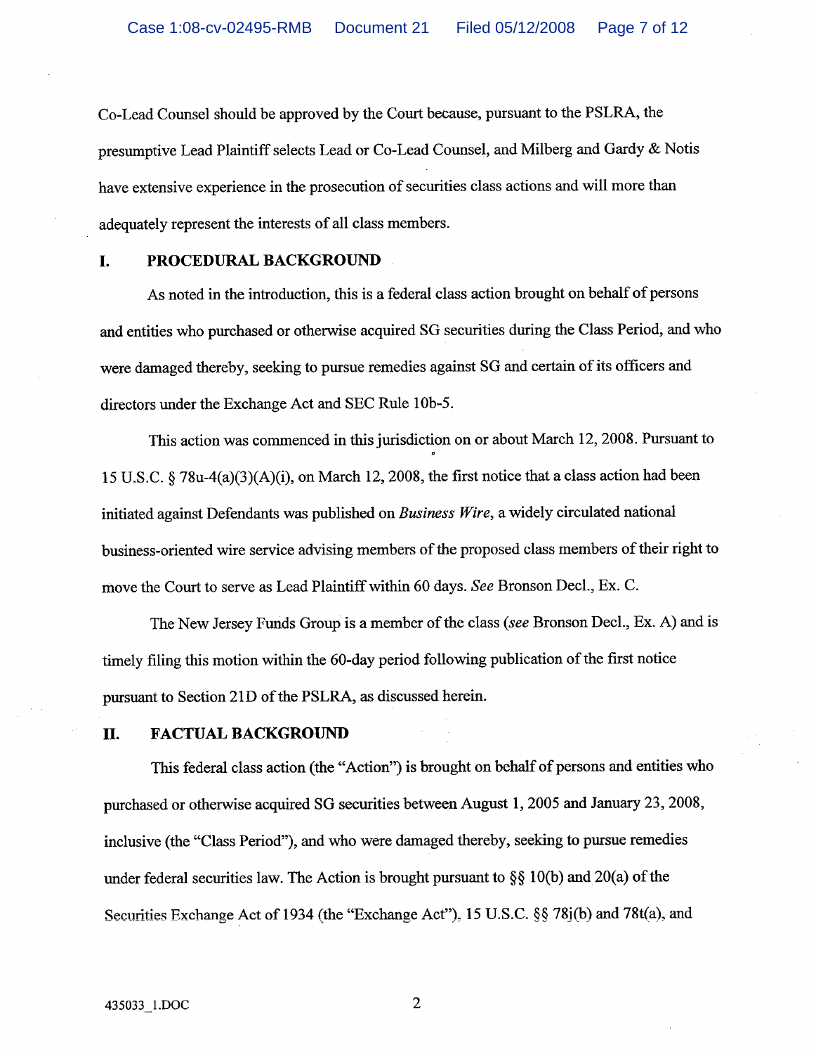Co-Lead Counsel should be approved by the Court because, pursuant to the PSLRA, the presumptive Lead Plaintiff selects Lead or Co-Lead Counsel, and Milberg and Gardy & Notis have extensive experience in the prosecution of securities class actions and will more than adequately represent the interests of all class members.

## I. PROCEDURAL BACKGROUND

As noted in the introduction, this is a federal class action brought on behalf of persons and entities who purchased or otherwise acquired SG securities during the Class Period, and who were damaged thereby, seeking to pursue remedies against SG and certain of its officers and directors under the Exchange Act and SEC Rule 10b-5.

This action was commenced in this jurisdiction on or about March 12, 2008. Pursuant to 15 U.S.C. § 78u-4(a)(3)(A)(i), on March 12, 2008, the first notice that a class action had been initiated against Defendants was published on *Business Wire*, a widely circulated national business-oriented wire service advising members of the proposed class members of their right to move the Court to serve as Lead Plaintiff within 60 days. *See* Bronson Decl., Ex. C.

The New Jersey Funds Group is a member of the class (*see* Bronson Decl., Ex. A) and is timely filing this motion within the 60-day period following publication of the first notice pursuant to Section 21D of the PSLRA, as discussed herein.

## II. FACTUAL BACKGROUND

This federal class action (the "Action") is brought on behalf of persons and entities who purchased or otherwise acquired SG securities between August 1, 2005 and January 23, 2008, inclusive (the "Class Period"), and who were damaged thereby, seeking to pursue remedies under federal securities law. The Action is brought pursuant to §§ 10(b) and 20(a) of the Securities Exchange Act of 1934 (the "Exchange Act"), 15 U.S.C. §§ 78j(b) and 78t(a), and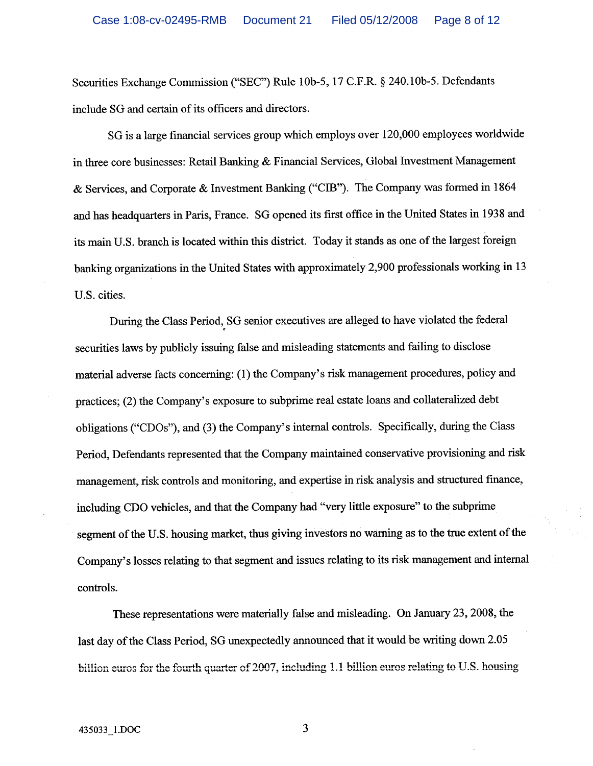Securities Exchange Commission ("SEC") Rule 10b-5, 17 C.F.R. § 240.10b-5. Defendants include SG and certain of its officers and directors.

SG is a large financial services group which employs over 120,000 employees worldwide in three core businesses: Retail Banking & Financial Services, Global Investment Management & Services, and Corporate & Investment Banking ("CIB"). The Company was formed in 1864 and has headquarters in Paris, France. SG opened its first office in the United States in 1938 and its main U.S. branch is located within this district. Today it stands as one of the largest foreign banking organizations in the United States with approximately 2,900 professionals working in 13 U.S. cities.

During the Class Period, SG senior executives are alleged to have violated the federal securities laws by publicly issuing false and misleading statements and failing to disclose material adverse facts concerning: (1) the Company's risk management procedures, policy and practices; (2) the Company's exposure to subprime real estate loans and collateralized debt obligations ("CDOs"), and (3) the Company's internal controls. Specifically, during the Class Period, Defendants represented that the Company maintained conservative provisioning and risk management, risk controls and monitoring, and expertise in risk analysis and structured finance, including CDO vehicles, and that the Company had "very little exposure" to the subprime segment of the U.S. housing market, thus giving investors no warning as to the true extent of the Company's losses relating to that segment and issues relating to its risk management and internal controls.

These representations were materially false and misleading. On January 23, 2008, the last day of the Class Period, SG unexpectedly announced that it would be writing down 2.05 billion euros for the fourth quarter of 2007, including 1.1 billion euros relating to U.S. housing

435033_1.DOC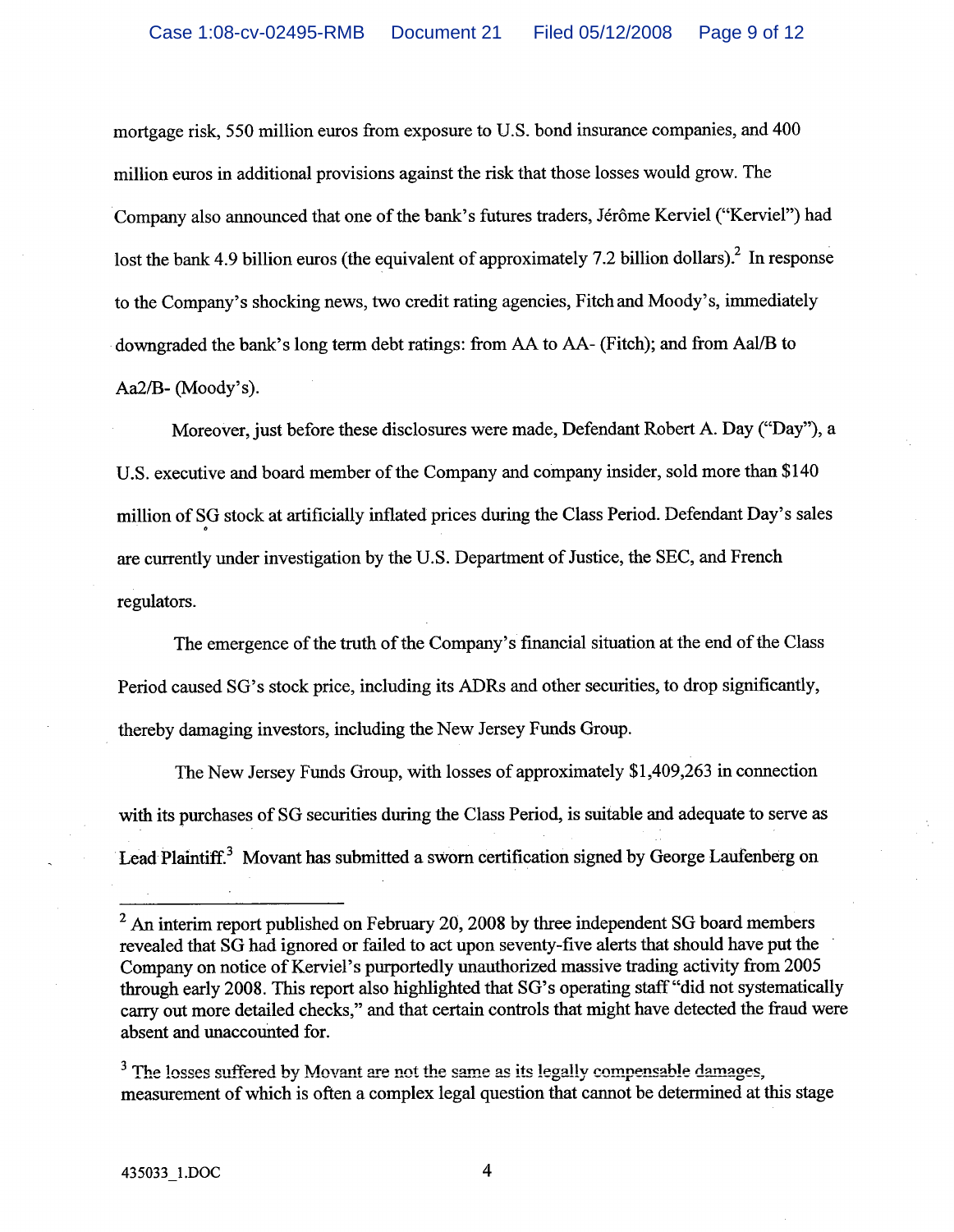mortgage risk, 550 million euros from exposure to U.S. bond insurance companies, and 400 million euros in additional provisions against the risk that those losses would grow. The Company also announced that one of the bank's futures traders, Jérôme Kerviel ("Kerviel") had lost the bank 4.9 billion euros (the equivalent of approximately 7.2 billion dollars).[2] In response to the Company's shocking news, two credit rating agencies, Fitch and Moody's, immediately downgraded the bank's long term debt ratings: from AA to AA- (Fitch); and from Aa1/B to Aa2/B- (Moody's).

Moreover, just before these disclosures were made, Defendant Robert A. Day ("Day"), a U.S. executive and board member of the Company and company insider, sold more than $140 million of SG stock at artificially inflated prices during the Class Period. Defendant Day's sales are currently under investigation by the U.S. Department of Justice, the SEC, and French regulators.

The emergence of the truth of the Company's financial situation at the end of the Class Period caused SG's stock price, including its ADRs and other securities, to drop significantly, thereby damaging investors, including the New Jersey Funds Group.

The New Jersey Funds Group, with losses of approximately $1,409,263 in connection with its purchases of SG securities during the Class Period, is suitable and adequate to serve as Lead Plaintiff.[3] Movant has submitted a sworn certification signed by George Laufenberg on

---

[2] An interim report published on February 20, 2008 by three independent SG board members revealed that SG had ignored or failed to act upon seventy-five alerts that should have put the Company on notice of Kerviel's purportedly unauthorized massive trading activity from 2005 through early 2008. This report also highlighted that SG's operating staff "did not systematically carry out more detailed checks," and that certain controls that might have detected the fraud were absent and unaccounted for.

[3] The losses suffered by Movant are not the same as its legally compensable damages, measurement of which is often a complex legal question that cannot be determined at this stage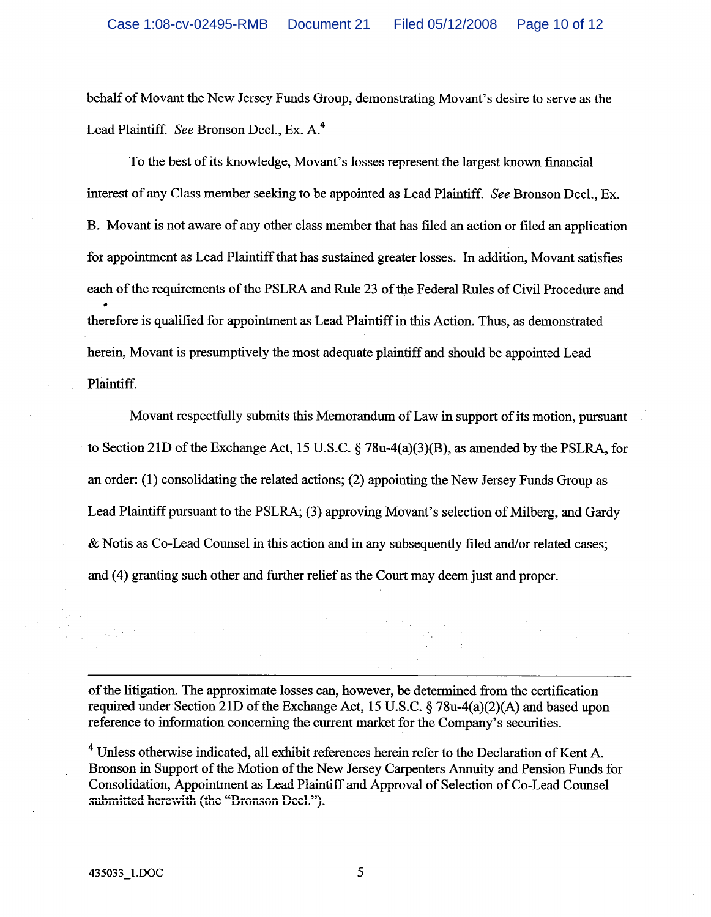behalf of Movant the New Jersey Funds Group, demonstrating Movant's desire to serve as the Lead Plaintiff. *See* Bronson Decl., Ex. A.[4]

To the best of its knowledge, Movant's losses represent the largest known financial interest of any Class member seeking to be appointed as Lead Plaintiff. *See* Bronson Decl., Ex. B. Movant is not aware of any other class member that has filed an action or filed an application for appointment as Lead Plaintiff that has sustained greater losses. In addition, Movant satisfies each of the requirements of the PSLRA and Rule 23 of the Federal Rules of Civil Procedure and therefore is qualified for appointment as Lead Plaintiff in this Action. Thus, as demonstrated herein, Movant is presumptively the most adequate plaintiff and should be appointed Lead Plaintiff.

Movant respectfully submits this Memorandum of Law in support of its motion, pursuant to Section 21D of the Exchange Act, 15 U.S.C. § 78u-4(a)(3)(B), as amended by the PSLRA, for an order: (1) consolidating the related actions; (2) appointing the New Jersey Funds Group as Lead Plaintiff pursuant to the PSLRA; (3) approving Movant's selection of Milberg, and Gardy & Notis as Co-Lead Counsel in this action and in any subsequently filed and/or related cases; and (4) granting such other and further relief as the Court may deem just and proper.

---

of the litigation. The approximate losses can, however, be determined from the certification required under Section 21D of the Exchange Act, 15 U.S.C. § 78u-4(a)(2)(A) and based upon reference to information concerning the current market for the Company's securities.

[4] Unless otherwise indicated, all exhibit references herein refer to the Declaration of Kent A. Bronson in Support of the Motion of the New Jersey Carpenters Annuity and Pension Funds for Consolidation, Appointment as Lead Plaintiff and Approval of Selection of Co-Lead Counsel submitted herewith (the "Bronson Decl.").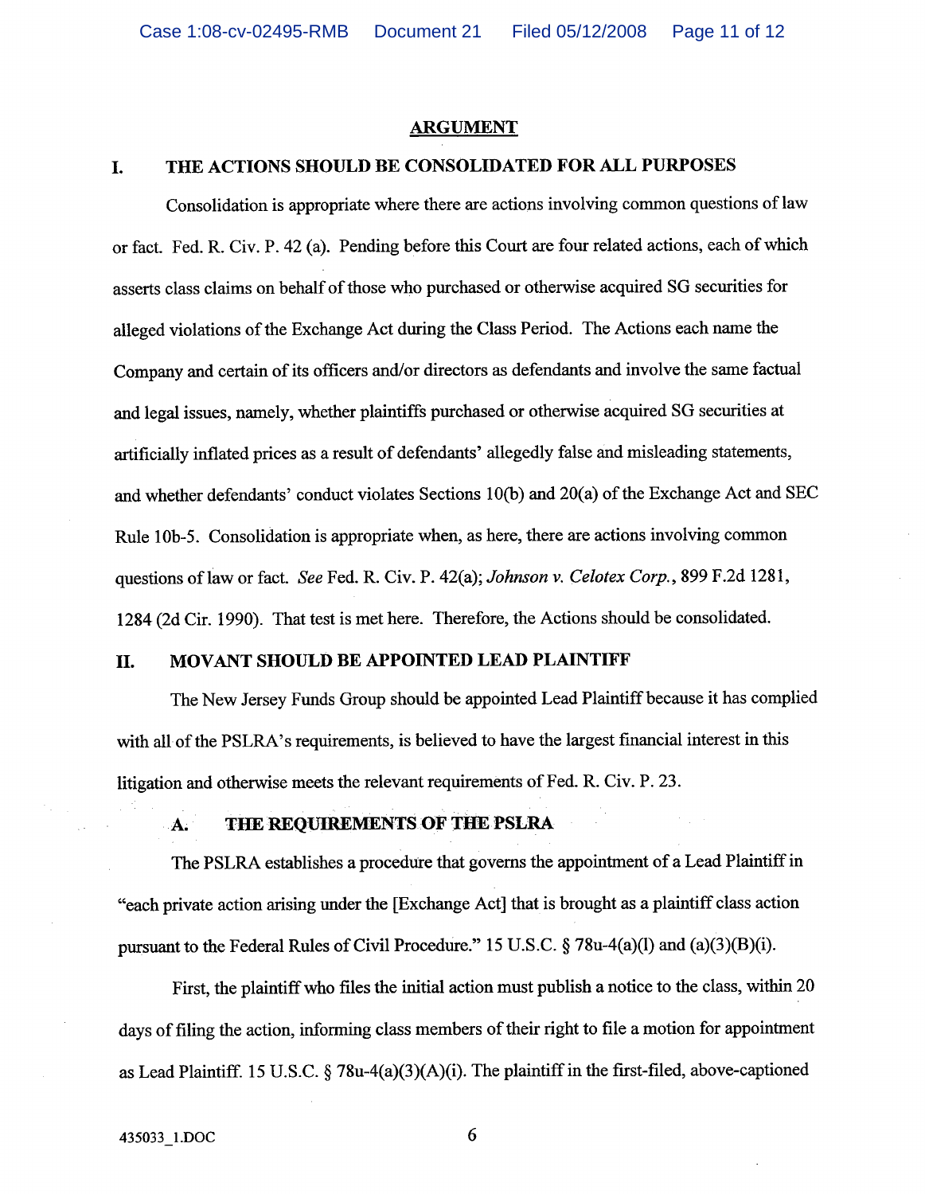## ARGUMENT

### I. THE ACTIONS SHOULD BE CONSOLIDATED FOR ALL PURPOSES

Consolidation is appropriate where there are actions involving common questions of law or fact. Fed. R. Civ. P. 42 (a). Pending before this Court are four related actions, each of which asserts class claims on behalf of those who purchased or otherwise acquired SG securities for alleged violations of the Exchange Act during the Class Period. The Actions each name the Company and certain of its officers and/or directors as defendants and involve the same factual and legal issues, namely, whether plaintiffs purchased or otherwise acquired SG securities at artificially inflated prices as a result of defendants' allegedly false and misleading statements, and whether defendants' conduct violates Sections 10(b) and 20(a) of the Exchange Act and SEC Rule 10b-5. Consolidation is appropriate when, as here, there are actions involving common questions of law or fact. *See* Fed. R. Civ. P. 42(a); *Johnson v. Celotex Corp.*, 899 F.2d 1281, 1284 (2d Cir. 1990). That test is met here. Therefore, the Actions should be consolidated.

### II. MOVANT SHOULD BE APPOINTED LEAD PLAINTIFF

The New Jersey Funds Group should be appointed Lead Plaintiff because it has complied with all of the PSLRA's requirements, is believed to have the largest financial interest in this litigation and otherwise meets the relevant requirements of Fed. R. Civ. P. 23.

#### A. THE REQUIREMENTS OF THE PSLRA

The PSLRA establishes a procedure that governs the appointment of a Lead Plaintiff in "each private action arising under the [Exchange Act] that is brought as a plaintiff class action pursuant to the Federal Rules of Civil Procedure." 15 U.S.C. § 78u-4(a)(l) and (a)(3)(B)(i).

First, the plaintiff who files the initial action must publish a notice to the class, within 20 days of filing the action, informing class members of their right to file a motion for appointment as Lead Plaintiff. 15 U.S.C. § 78u-4(a)(3)(A)(i). The plaintiff in the first-filed, above-captioned

435033_1.DOC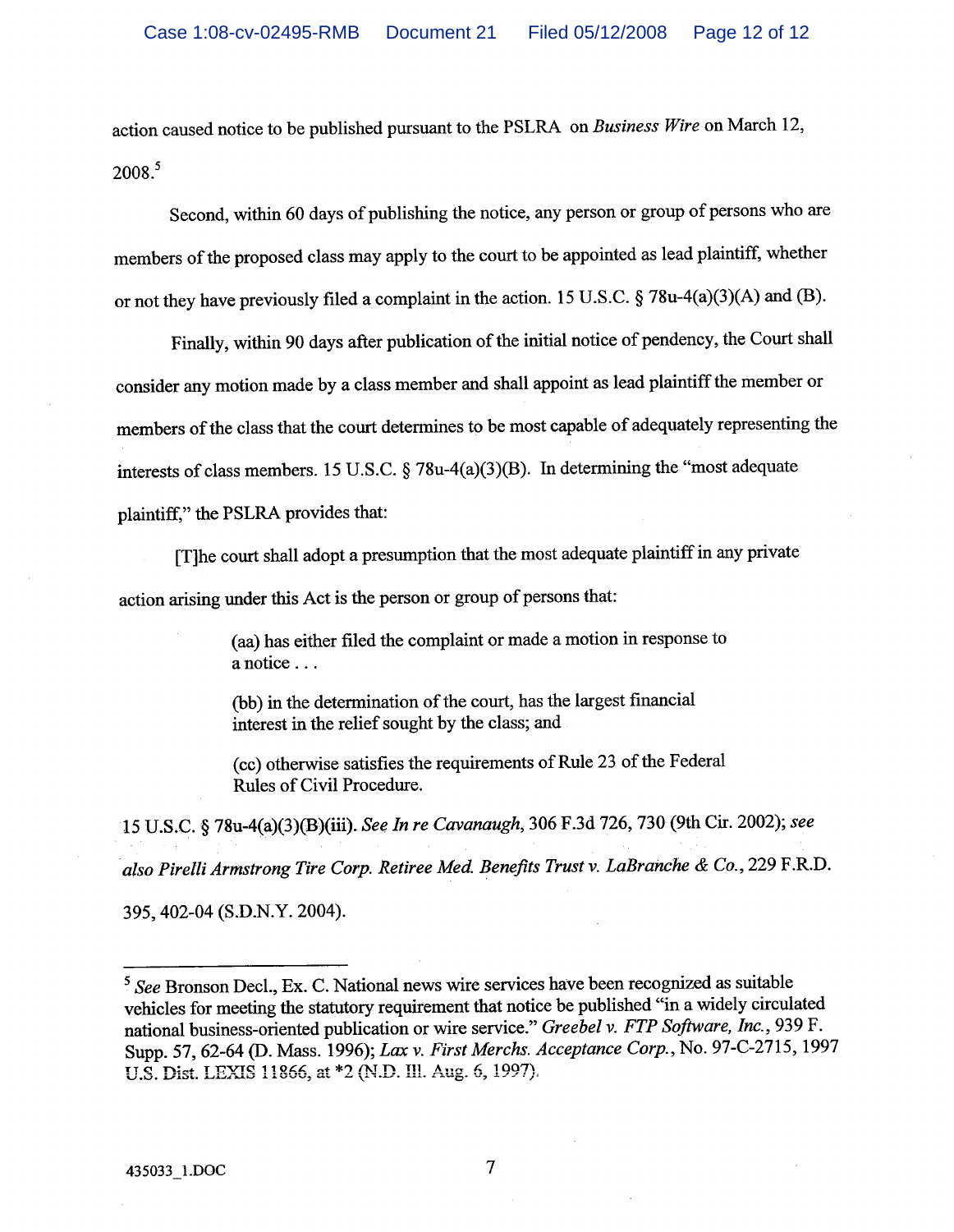action caused notice to be published pursuant to the PSLRA on *Business Wire* on March 12, 2008.[5]

Second, within 60 days of publishing the notice, any person or group of persons who are members of the proposed class may apply to the court to be appointed as lead plaintiff, whether or not they have previously filed a complaint in the action. 15 U.S.C. § 78u-4(a)(3)(A) and (B).

Finally, within 90 days after publication of the initial notice of pendency, the Court shall consider any motion made by a class member and shall appoint as lead plaintiff the member or members of the class that the court determines to be most capable of adequately representing the interests of class members. 15 U.S.C. § 78u-4(a)(3)(B). In determining the "most adequate plaintiff," the PSLRA provides that:

> [T]he court shall adopt a presumption that the most adequate plaintiff in any private action arising under this Act is the person or group of persons that:
>
> (aa) has either filed the complaint or made a motion in response to a notice . . .
>
> (bb) in the determination of the court, has the largest financial interest in the relief sought by the class; and
>
> (cc) otherwise satisfies the requirements of Rule 23 of the Federal Rules of Civil Procedure.

15 U.S.C. § 78u-4(a)(3)(B)(iii). *See In re Cavanaugh*, 306 F.3d 726, 730 (9th Cir. 2002); *see also Pirelli Armstrong Tire Corp. Retiree Med. Benefits Trust v. LaBranche & Co.*, 229 F.R.D. 395, 402-04 (S.D.N.Y. 2004).

---

[5] *See* Bronson Decl., Ex. C. National news wire services have been recognized as suitable vehicles for meeting the statutory requirement that notice be published "in a widely circulated national business-oriented publication or wire service." *Greebel v. FTP Software, Inc.*, 939 F. Supp. 57, 62-64 (D. Mass. 1996); *Lax v. First Merchs. Acceptance Corp.*, No. 97-C-2715, 1997 U.S. Dist. LEXIS 11866, at *2 (N.D. Ill. Aug. 6, 1997).

435033_1.DOC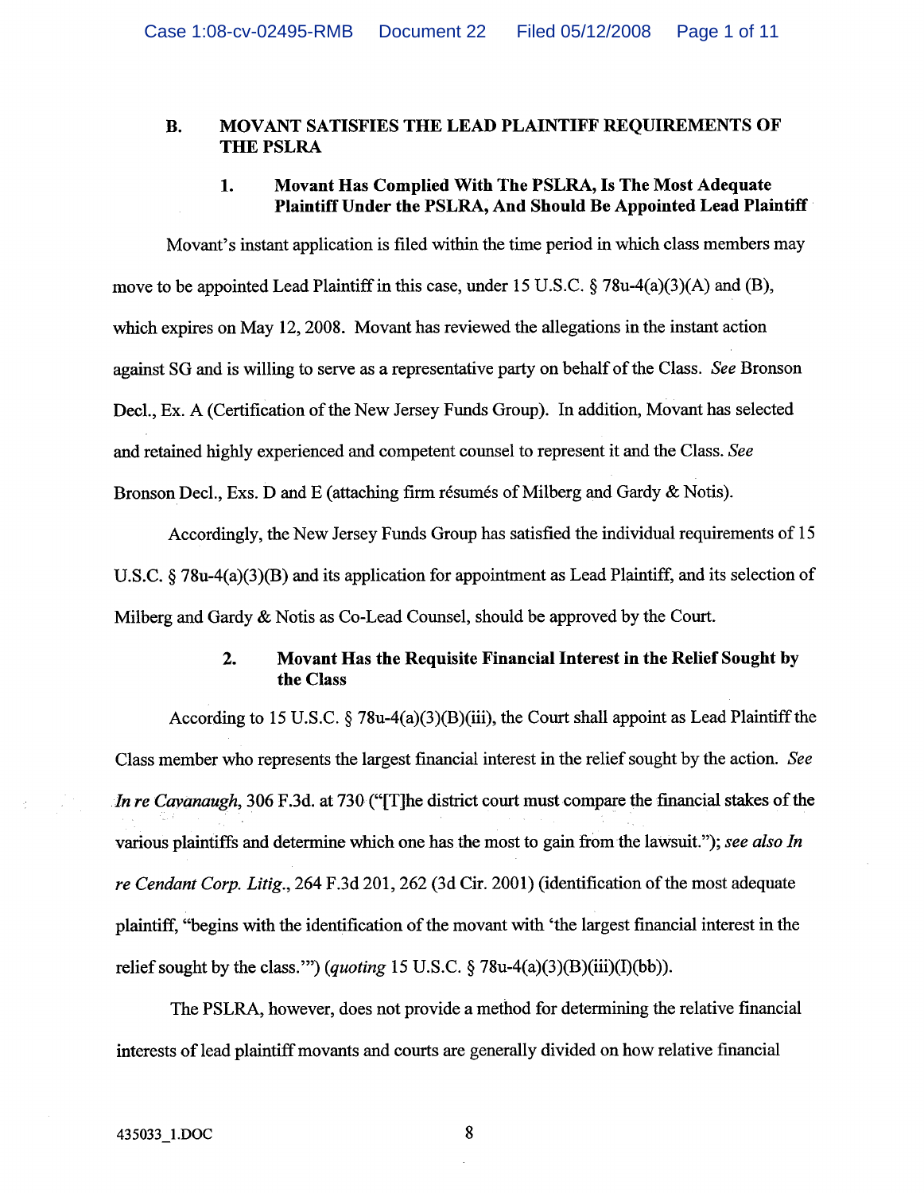### B. MOVANT SATISFIES THE LEAD PLAINTIFF REQUIREMENTS OF THE PSLRA

#### 1. Movant Has Complied With The PSLRA, Is The Most Adequate Plaintiff Under the PSLRA, And Should Be Appointed Lead Plaintiff

Movant's instant application is filed within the time period in which class members may move to be appointed Lead Plaintiff in this case, under 15 U.S.C. § 78u-4(a)(3)(A) and (B), which expires on May 12, 2008. Movant has reviewed the allegations in the instant action against SG and is willing to serve as a representative party on behalf of the Class. *See* Bronson Decl., Ex. A (Certification of the New Jersey Funds Group). In addition, Movant has selected and retained highly experienced and competent counsel to represent it and the Class. *See* Bronson Decl., Exs. D and E (attaching firm résumés of Milberg and Gardy & Notis).

Accordingly, the New Jersey Funds Group has satisfied the individual requirements of 15 U.S.C. § 78u-4(a)(3)(B) and its application for appointment as Lead Plaintiff, and its selection of Milberg and Gardy & Notis as Co-Lead Counsel, should be approved by the Court.

#### 2. Movant Has the Requisite Financial Interest in the Relief Sought by the Class

According to 15 U.S.C. § 78u-4(a)(3)(B)(iii), the Court shall appoint as Lead Plaintiff the Class member who represents the largest financial interest in the relief sought by the action. *See In re Cavanaugh*, 306 F.3d. at 730 ("[T]he district court must compare the financial stakes of the various plaintiffs and determine which one has the most to gain from the lawsuit."); *see also In re Cendant Corp. Litig.*, 264 F.3d 201, 262 (3d Cir. 2001) (identification of the most adequate plaintiff, "begins with the identification of the movant with 'the largest financial interest in the relief sought by the class.'") (*quoting* 15 U.S.C. § 78u-4(a)(3)(B)(iii)(I)(bb)).

The PSLRA, however, does not provide a method for determining the relative financial interests of lead plaintiff movants and courts are generally divided on how relative financial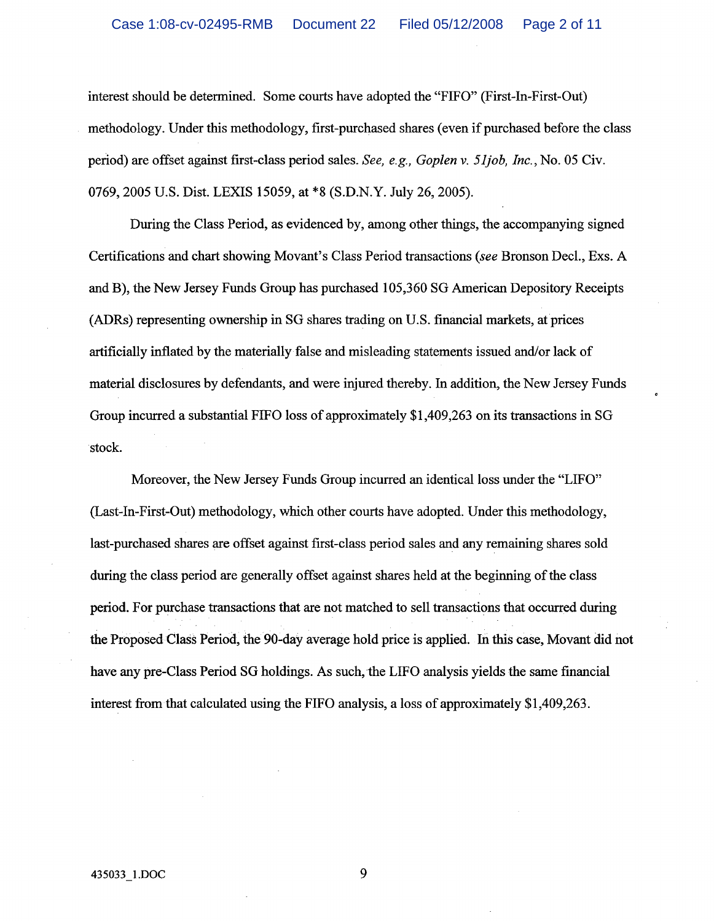interest should be determined. Some courts have adopted the "FIFO" (First-In-First-Out) methodology. Under this methodology, first-purchased shares (even if purchased before the class period) are offset against first-class period sales. *See, e.g., Goplen v. 51job, Inc.*, No. 05 Civ. 0769, 2005 U.S. Dist. LEXIS 15059, at *8 (S.D.N.Y. July 26, 2005).

During the Class Period, as evidenced by, among other things, the accompanying signed Certifications and chart showing Movant's Class Period transactions (*see* Bronson Decl., Exs. A and B), the New Jersey Funds Group has purchased 105,360 SG American Depository Receipts (ADRs) representing ownership in SG shares trading on U.S. financial markets, at prices artificially inflated by the materially false and misleading statements issued and/or lack of material disclosures by defendants, and were injured thereby. In addition, the New Jersey Funds Group incurred a substantial FIFO loss of approximately $1,409,263 on its transactions in SG stock.

Moreover, the New Jersey Funds Group incurred an identical loss under the "LIFO" (Last-In-First-Out) methodology, which other courts have adopted. Under this methodology, last-purchased shares are offset against first-class period sales and any remaining shares sold during the class period are generally offset against shares held at the beginning of the class period. For purchase transactions that are not matched to sell transactions that occurred during the Proposed Class Period, the 90-day average hold price is applied. In this case, Movant did not have any pre-Class Period SG holdings. As such, the LIFO analysis yields the same financial interest from that calculated using the FIFO analysis, a loss of approximately $1,409,263.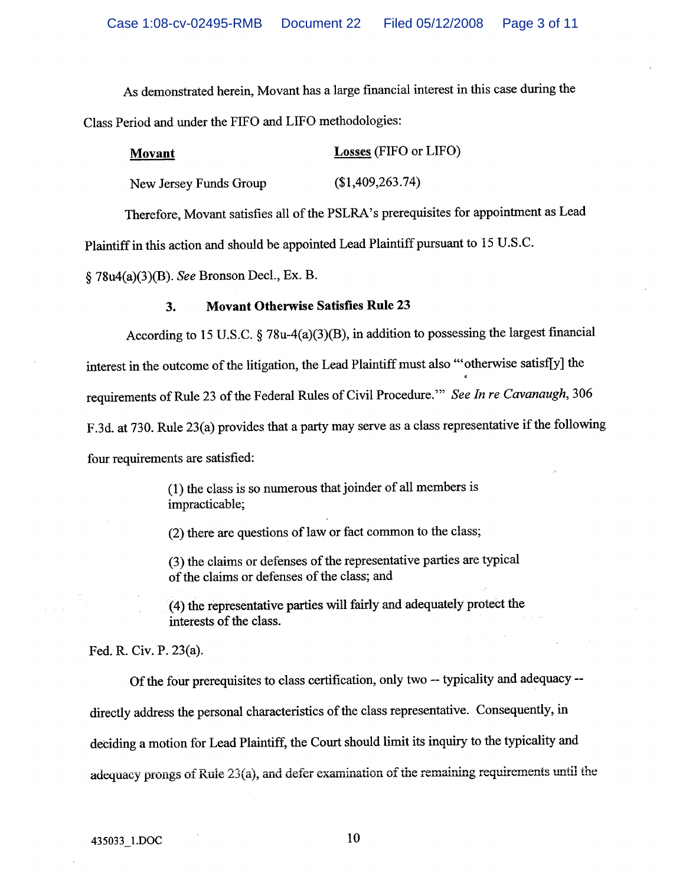As demonstrated herein, Movant has a large financial interest in this case during the Class Period and under the FIFO and LIFO methodologies:

| **Movant** | **Losses** (FIFO or LIFO) |
|---|---|
| New Jersey Funds Group | ($1,409,263.74) |

Therefore, Movant satisfies all of the PSLRA's prerequisites for appointment as Lead Plaintiff in this action and should be appointed Lead Plaintiff pursuant to 15 U.S.C. § 78u4(a)(3)(B). *See* Bronson Decl., Ex. B.

### 3. Movant Otherwise Satisfies Rule 23

According to 15 U.S.C. § 78u-4(a)(3)(B), in addition to possessing the largest financial interest in the outcome of the litigation, the Lead Plaintiff must also "'otherwise satisf[y] the requirements of Rule 23 of the Federal Rules of Civil Procedure.'" *See In re Cavanaugh*, 306 F.3d. at 730. Rule 23(a) provides that a party may serve as a class representative if the following four requirements are satisfied:

> (1) the class is so numerous that joinder of all members is impracticable;
>
> (2) there are questions of law or fact common to the class;
>
> (3) the claims or defenses of the representative parties are typical of the claims or defenses of the class; and
>
> (4) the representative parties will fairly and adequately protect the interests of the class.

Fed. R. Civ. P. 23(a).

Of the four prerequisites to class certification, only two -- typicality and adequacy -- directly address the personal characteristics of the class representative. Consequently, in deciding a motion for Lead Plaintiff, the Court should limit its inquiry to the typicality and adequacy prongs of Rule 23(a), and defer examination of the remaining requirements until the

435033_1.DOC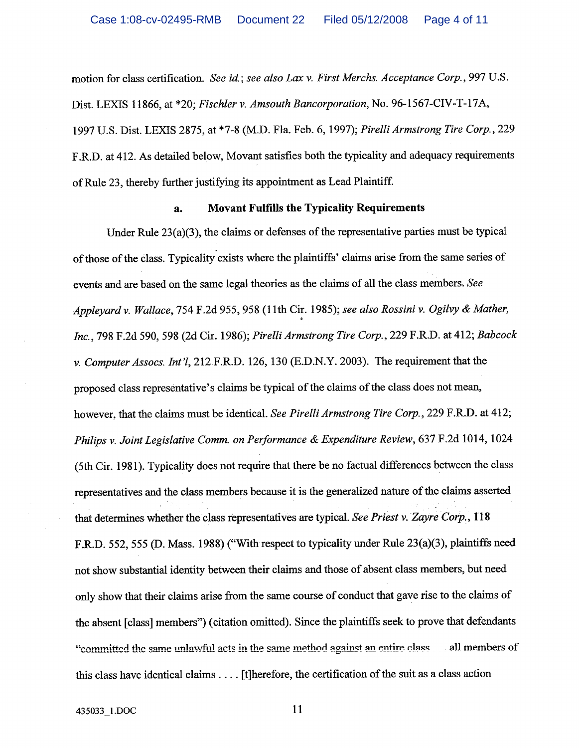motion for class certification. *See id.*; *see also Lax v. First Merchs. Acceptance Corp.*, 997 U.S. Dist. LEXIS 11866, at *20; *Fischler v. Amsouth Bancorporation*, No. 96-1567-CIV-T-17A, 1997 U.S. Dist. LEXIS 2875, at *7-8 (M.D. Fla. Feb. 6, 1997); *Pirelli Armstrong Tire Corp.*, 229 F.R.D. at 412. As detailed below, Movant satisfies both the typicality and adequacy requirements of Rule 23, thereby further justifying its appointment as Lead Plaintiff.

### a. Movant Fulfills the Typicality Requirements

Under Rule 23(a)(3), the claims or defenses of the representative parties must be typical of those of the class. Typicality exists where the plaintiffs' claims arise from the same series of events and are based on the same legal theories as the claims of all the class members. *See Appleyard v. Wallace*, 754 F.2d 955, 958 (11th Cir. 1985); *see also Rossini v. Ogilvy & Mather, Inc.*, 798 F.2d 590, 598 (2d Cir. 1986); *Pirelli Armstrong Tire Corp.*, 229 F.R.D. at 412; *Babcock v. Computer Assocs. Int'l*, 212 F.R.D. 126, 130 (E.D.N.Y. 2003). The requirement that the proposed class representative's claims be typical of the claims of the class does not mean, however, that the claims must be identical. *See Pirelli Armstrong Tire Corp.*, 229 F.R.D. at 412; *Philips v. Joint Legislative Comm. on Performance & Expenditure Review*, 637 F.2d 1014, 1024 (5th Cir. 1981). Typicality does not require that there be no factual differences between the class representatives and the class members because it is the generalized nature of the claims asserted that determines whether the class representatives are typical. *See Priest v. Zayre Corp.*, 118 F.R.D. 552, 555 (D. Mass. 1988) ("With respect to typicality under Rule 23(a)(3), plaintiffs need not show substantial identity between their claims and those of absent class members, but need only show that their claims arise from the same course of conduct that gave rise to the claims of the absent [class] members") (citation omitted). Since the plaintiffs seek to prove that defendants "committed the same unlawful acts in the same method against an entire class . . . all members of this class have identical claims . . . . [t]herefore, the certification of the suit as a class action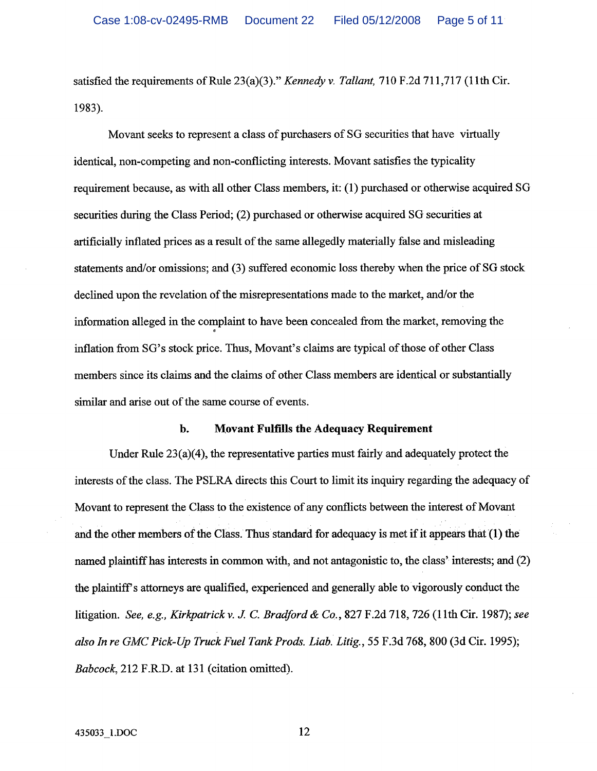satisfied the requirements of Rule 23(a)(3)." *Kennedy v. Tallant,* 710 F.2d 711,717 (11th Cir. 1983).

Movant seeks to represent a class of purchasers of SG securities that have virtually identical, non-competing and non-conflicting interests. Movant satisfies the typicality requirement because, as with all other Class members, it: (1) purchased or otherwise acquired SG securities during the Class Period; (2) purchased or otherwise acquired SG securities at artificially inflated prices as a result of the same allegedly materially false and misleading statements and/or omissions; and (3) suffered economic loss thereby when the price of SG stock declined upon the revelation of the misrepresentations made to the market, and/or the information alleged in the complaint to have been concealed from the market, removing the inflation from SG's stock price. Thus, Movant's claims are typical of those of other Class members since its claims and the claims of other Class members are identical or substantially similar and arise out of the same course of events.

### b. Movant Fulfills the Adequacy Requirement

Under Rule 23(a)(4), the representative parties must fairly and adequately protect the interests of the class. The PSLRA directs this Court to limit its inquiry regarding the adequacy of Movant to represent the Class to the existence of any conflicts between the interest of Movant and the other members of the Class. Thus standard for adequacy is met if it appears that (1) the named plaintiff has interests in common with, and not antagonistic to, the class' interests; and (2) the plaintiff's attorneys are qualified, experienced and generally able to vigorously conduct the litigation. *See, e.g., Kirkpatrick v. J. C. Bradford & Co.*, 827 F.2d 718, 726 (11th Cir. 1987); *see also In re GMC Pick-Up Truck Fuel Tank Prods. Liab. Litig.*, 55 F.3d 768, 800 (3d Cir. 1995); *Babcock*, 212 F.R.D. at 131 (citation omitted).

435033_1.DOC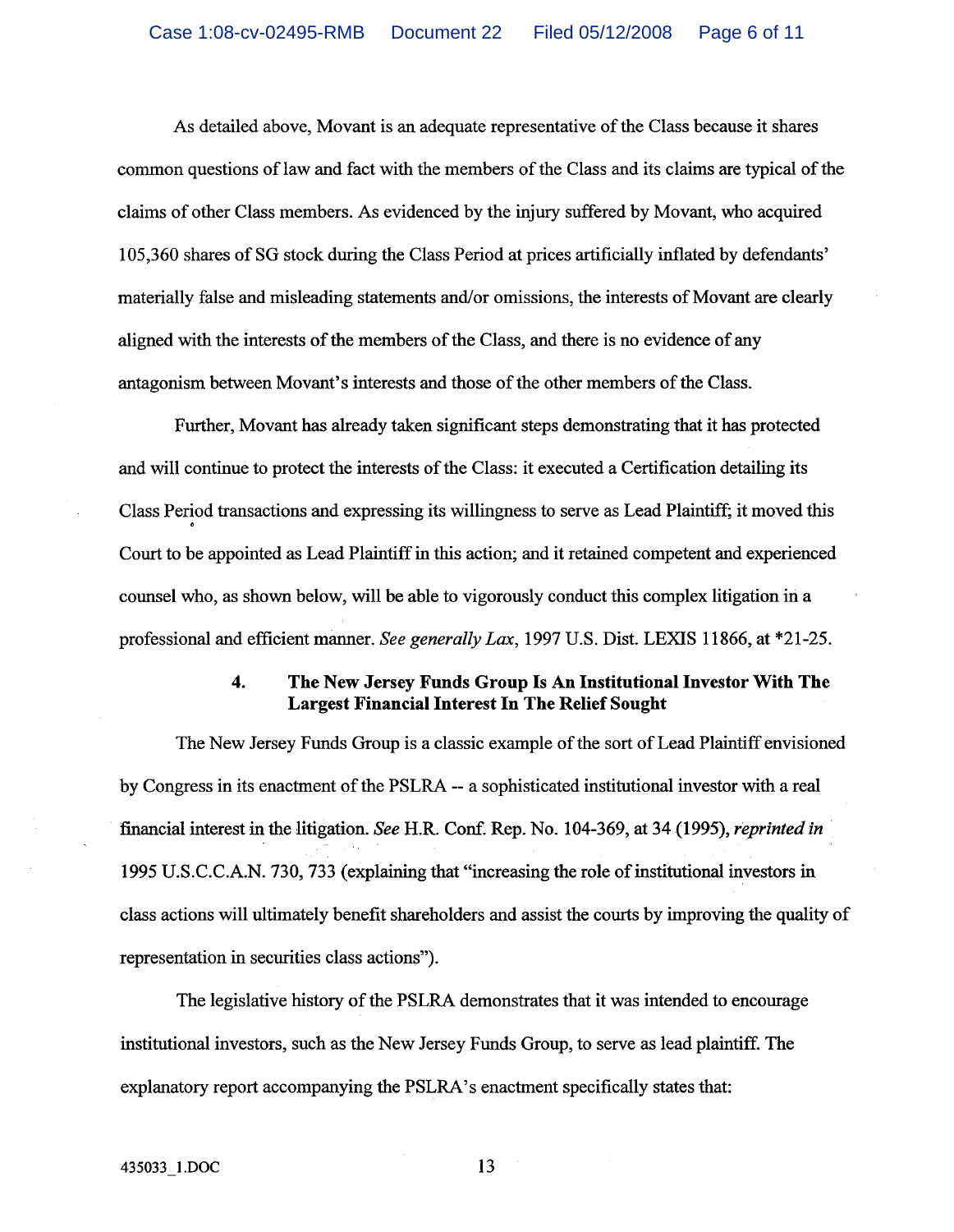As detailed above, Movant is an adequate representative of the Class because it shares common questions of law and fact with the members of the Class and its claims are typical of the claims of other Class members. As evidenced by the injury suffered by Movant, who acquired 105,360 shares of SG stock during the Class Period at prices artificially inflated by defendants' materially false and misleading statements and/or omissions, the interests of Movant are clearly aligned with the interests of the members of the Class, and there is no evidence of any antagonism between Movant's interests and those of the other members of the Class.

Further, Movant has already taken significant steps demonstrating that it has protected and will continue to protect the interests of the Class: it executed a Certification detailing its Class Period transactions and expressing its willingness to serve as Lead Plaintiff; it moved this Court to be appointed as Lead Plaintiff in this action; and it retained competent and experienced counsel who, as shown below, will be able to vigorously conduct this complex litigation in a professional and efficient manner. *See generally Lax*, 1997 U.S. Dist. LEXIS 11866, at *21-25.

### 4. The New Jersey Funds Group Is An Institutional Investor With The Largest Financial Interest In The Relief Sought

The New Jersey Funds Group is a classic example of the sort of Lead Plaintiff envisioned by Congress in its enactment of the PSLRA -- a sophisticated institutional investor with a real financial interest in the litigation. *See* H.R. Conf. Rep. No. 104-369, at 34 (1995), *reprinted in* 1995 U.S.C.C.A.N. 730, 733 (explaining that "increasing the role of institutional investors in class actions will ultimately benefit shareholders and assist the courts by improving the quality of representation in securities class actions").

The legislative history of the PSLRA demonstrates that it was intended to encourage institutional investors, such as the New Jersey Funds Group, to serve as lead plaintiff. The explanatory report accompanying the PSLRA's enactment specifically states that: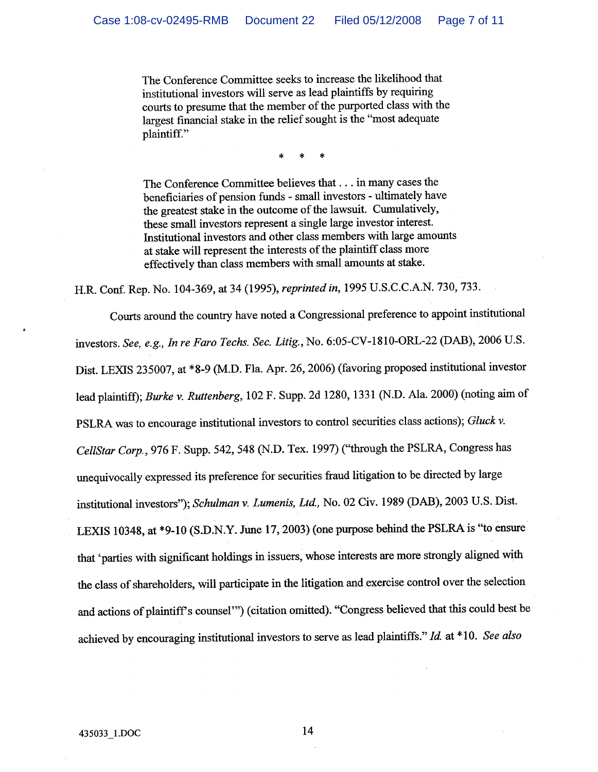> The Conference Committee seeks to increase the likelihood that institutional investors will serve as lead plaintiffs by requiring courts to presume that the member of the purported class with the largest financial stake in the relief sought is the "most adequate plaintiff."
>
> \* \* \*
>
> The Conference Committee believes that . . . in many cases the beneficiaries of pension funds - small investors - ultimately have the greatest stake in the outcome of the lawsuit. Cumulatively, these small investors represent a single large investor interest. Institutional investors and other class members with large amounts at stake will represent the interests of the plaintiff class more effectively than class members with small amounts at stake.

H.R. Conf. Rep. No. 104-369, at 34 (1995), *reprinted in*, 1995 U.S.C.C.A.N. 730, 733.

Courts around the country have noted a Congressional preference to appoint institutional investors. *See, e.g., In re Faro Techs. Sec. Litig.*, No. 6:05-CV-1810-ORL-22 (DAB), 2006 U.S. Dist. LEXIS 235007, at \*8-9 (M.D. Fla. Apr. 26, 2006) (favoring proposed institutional investor lead plaintiff); *Burke v. Ruttenberg*, 102 F. Supp. 2d 1280, 1331 (N.D. Ala. 2000) (noting aim of PSLRA was to encourage institutional investors to control securities class actions); *Gluck v. CellStar Corp.*, 976 F. Supp. 542, 548 (N.D. Tex. 1997) ("through the PSLRA, Congress has unequivocally expressed its preference for securities fraud litigation to be directed by large institutional investors"); *Schulman v. Lumenis, Ltd.*, No. 02 Civ. 1989 (DAB), 2003 U.S. Dist. LEXIS 10348, at \*9-10 (S.D.N.Y. June 17, 2003) (one purpose behind the PSLRA is "to ensure that 'parties with significant holdings in issuers, whose interests are more strongly aligned with the class of shareholders, will participate in the litigation and exercise control over the selection and actions of plaintiff's counsel'") (citation omitted). "Congress believed that this could best be achieved by encouraging institutional investors to serve as lead plaintiffs." *Id.* at \*10. *See also*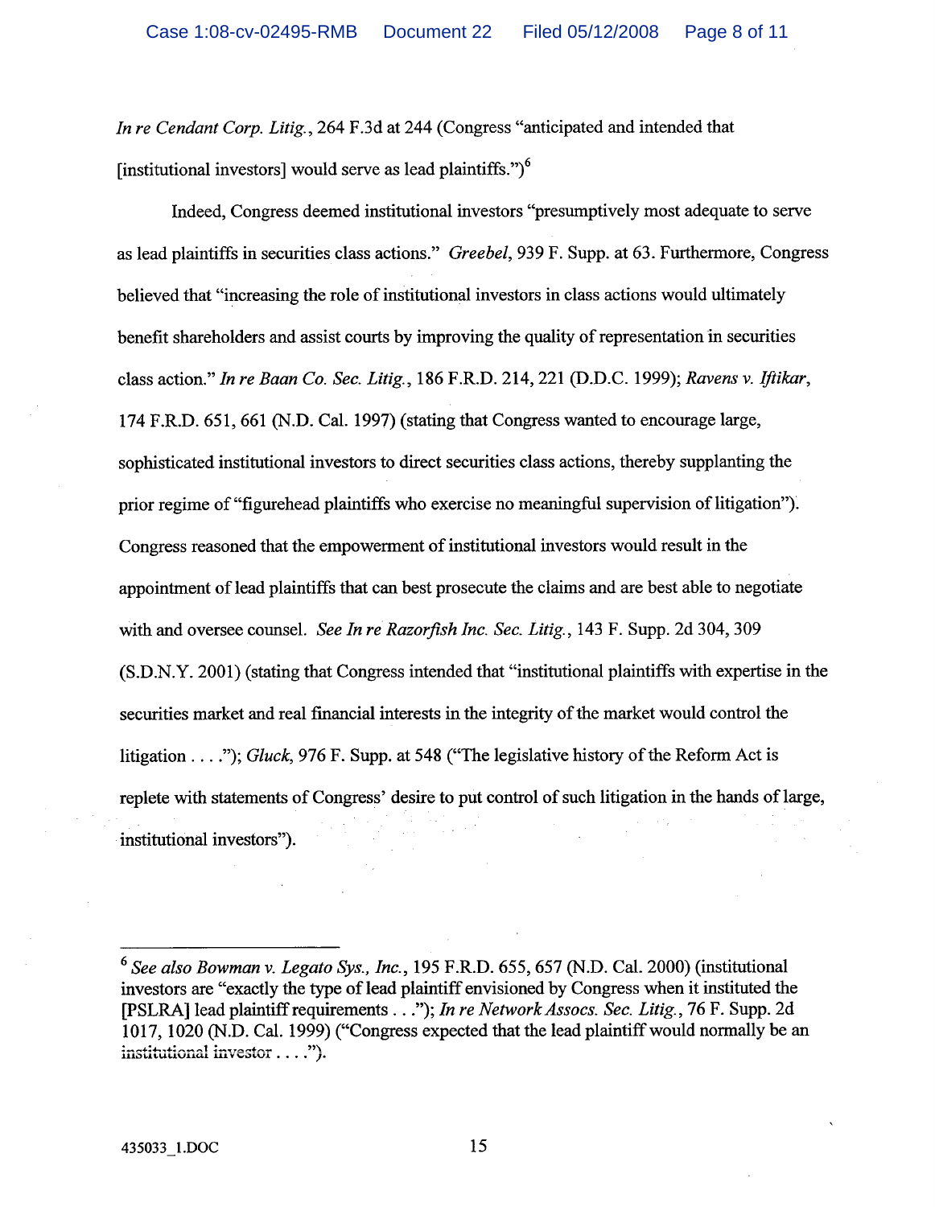*In re Cendant Corp. Litig.*, 264 F.3d at 244 (Congress "anticipated and intended that [institutional investors] would serve as lead plaintiffs.")[6]

Indeed, Congress deemed institutional investors "presumptively most adequate to serve as lead plaintiffs in securities class actions." *Greebel*, 939 F. Supp. at 63. Furthermore, Congress believed that "increasing the role of institutional investors in class actions would ultimately benefit shareholders and assist courts by improving the quality of representation in securities class action." *In re Baan Co. Sec. Litig.*, 186 F.R.D. 214, 221 (D.D.C. 1999); *Ravens v. Iftikar*, 174 F.R.D. 651, 661 (N.D. Cal. 1997) (stating that Congress wanted to encourage large, sophisticated institutional investors to direct securities class actions, thereby supplanting the prior regime of "figurehead plaintiffs who exercise no meaningful supervision of litigation"). Congress reasoned that the empowerment of institutional investors would result in the appointment of lead plaintiffs that can best prosecute the claims and are best able to negotiate with and oversee counsel. *See In re Razorfish Inc. Sec. Litig.*, 143 F. Supp. 2d 304, 309 (S.D.N.Y. 2001) (stating that Congress intended that "institutional plaintiffs with expertise in the securities market and real financial interests in the integrity of the market would control the litigation . . . ."); *Gluck*, 976 F. Supp. at 548 ("The legislative history of the Reform Act is replete with statements of Congress' desire to put control of such litigation in the hands of large, institutional investors").

---

[6] *See also Bowman v. Legato Sys., Inc.*, 195 F.R.D. 655, 657 (N.D. Cal. 2000) (institutional investors are "exactly the type of lead plaintiff envisioned by Congress when it instituted the [PSLRA] lead plaintiff requirements . . ."); *In re Network Assocs. Sec. Litig.*, 76 F. Supp. 2d 1017, 1020 (N.D. Cal. 1999) ("Congress expected that the lead plaintiff would normally be an institutional investor . . . .").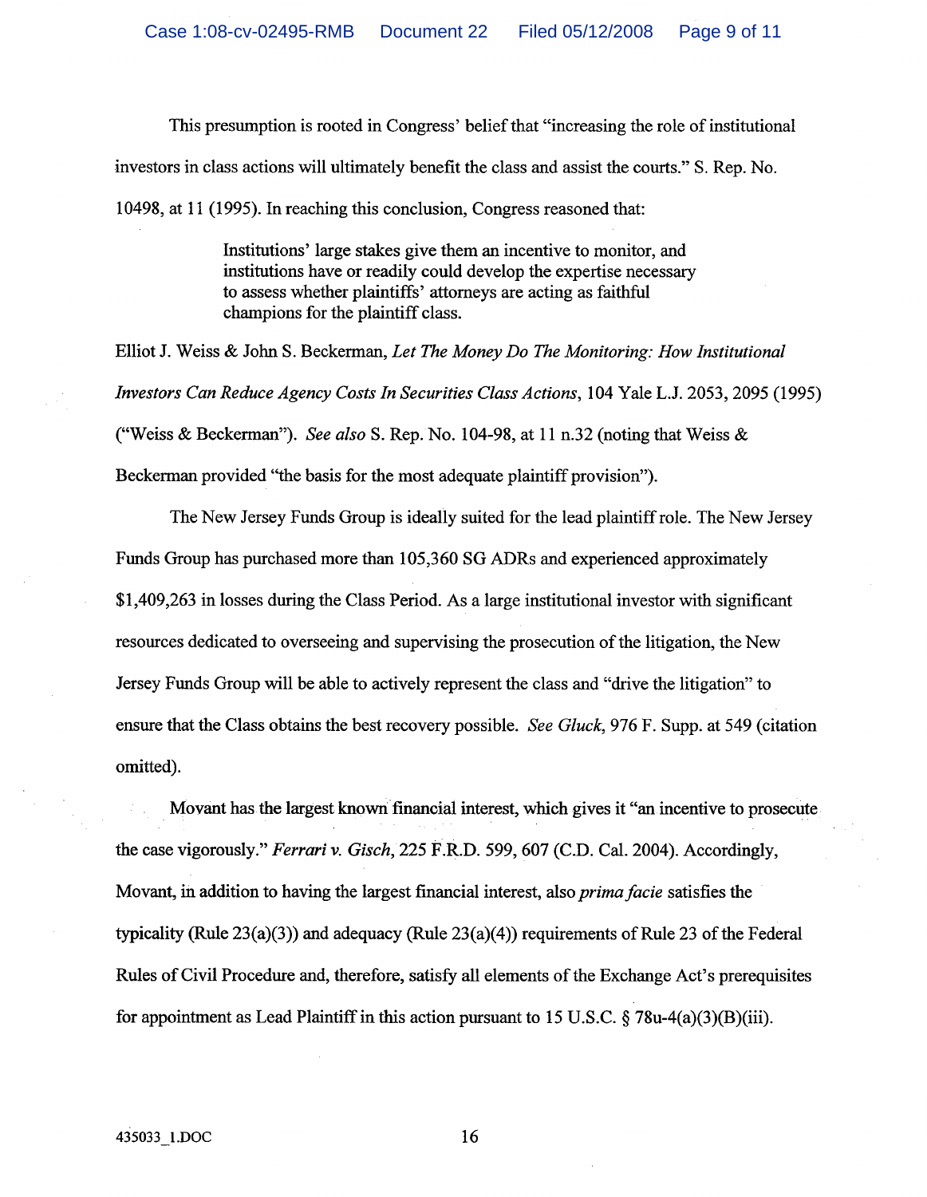This presumption is rooted in Congress' belief that "increasing the role of institutional investors in class actions will ultimately benefit the class and assist the courts." S. Rep. No. 10498, at 11 (1995). In reaching this conclusion, Congress reasoned that:

> Institutions' large stakes give them an incentive to monitor, and institutions have or readily could develop the expertise necessary to assess whether plaintiffs' attorneys are acting as faithful champions for the plaintiff class.

Elliot J. Weiss & John S. Beckerman, *Let The Money Do The Monitoring: How Institutional Investors Can Reduce Agency Costs In Securities Class Actions*, 104 Yale L.J. 2053, 2095 (1995) ("Weiss & Beckerman"). *See also* S. Rep. No. 104-98, at 11 n.32 (noting that Weiss & Beckerman provided "the basis for the most adequate plaintiff provision").

The New Jersey Funds Group is ideally suited for the lead plaintiff role. The New Jersey Funds Group has purchased more than 105,360 SG ADRs and experienced approximately $1,409,263 in losses during the Class Period. As a large institutional investor with significant resources dedicated to overseeing and supervising the prosecution of the litigation, the New Jersey Funds Group will be able to actively represent the class and "drive the litigation" to ensure that the Class obtains the best recovery possible. *See Gluck*, 976 F. Supp. at 549 (citation omitted).

Movant has the largest known financial interest, which gives it "an incentive to prosecute the case vigorously." *Ferrari v. Gisch*, 225 F.R.D. 599, 607 (C.D. Cal. 2004). Accordingly, Movant, in addition to having the largest financial interest, also *prima facie* satisfies the typicality (Rule 23(a)(3)) and adequacy (Rule 23(a)(4)) requirements of Rule 23 of the Federal Rules of Civil Procedure and, therefore, satisfy all elements of the Exchange Act's prerequisites for appointment as Lead Plaintiff in this action pursuant to 15 U.S.C. § 78u-4(a)(3)(B)(iii).

435033_1.DOC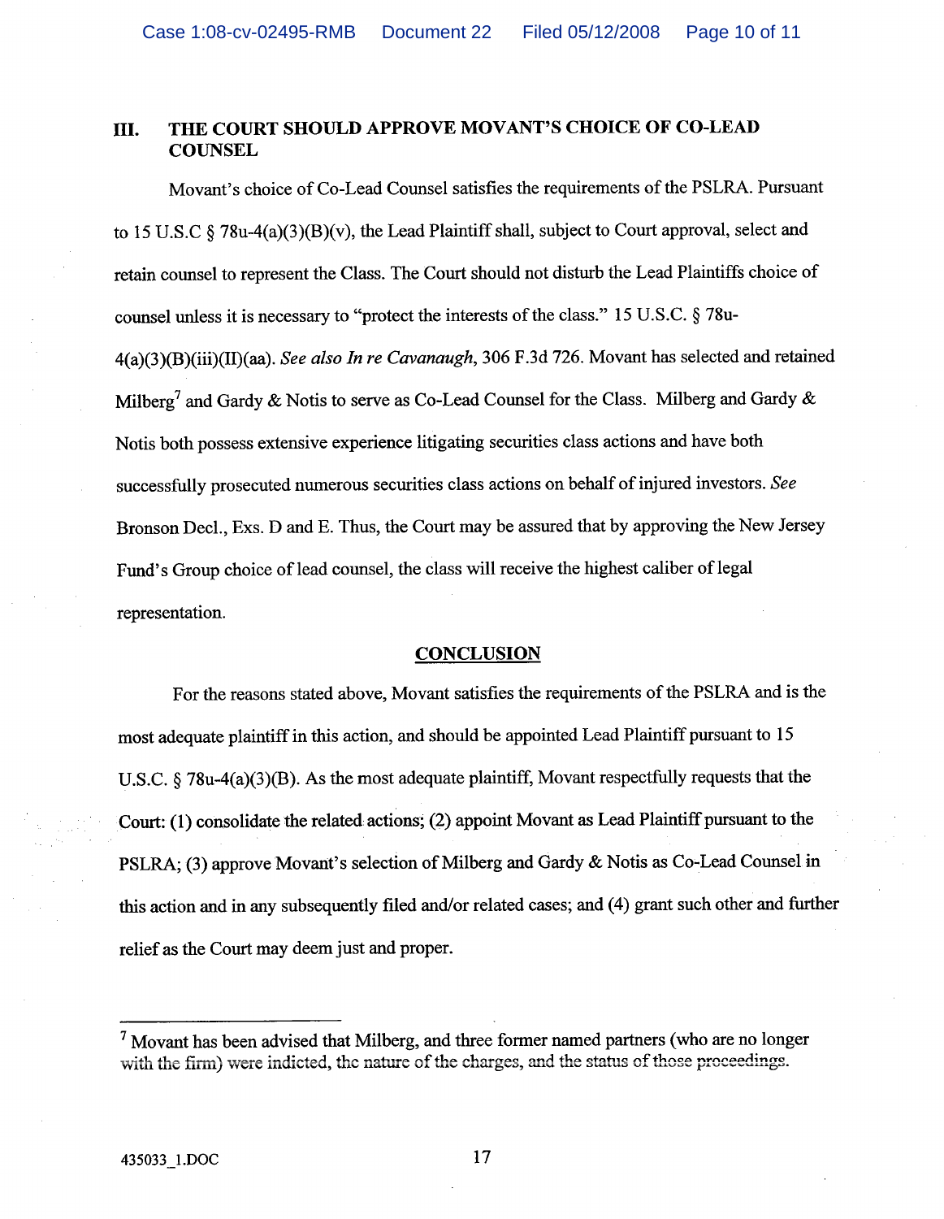## III. THE COURT SHOULD APPROVE MOVANT'S CHOICE OF CO-LEAD COUNSEL

Movant's choice of Co-Lead Counsel satisfies the requirements of the PSLRA. Pursuant to 15 U.S.C § 78u-4(a)(3)(B)(v), the Lead Plaintiff shall, subject to Court approval, select and retain counsel to represent the Class. The Court should not disturb the Lead Plaintiffs choice of counsel unless it is necessary to "protect the interests of the class." 15 U.S.C. § 78u-4(a)(3)(B)(iii)(II)(aa). *See also In re Cavanaugh*, 306 F.3d 726. Movant has selected and retained Milberg[7] and Gardy & Notis to serve as Co-Lead Counsel for the Class. Milberg and Gardy & Notis both possess extensive experience litigating securities class actions and have both successfully prosecuted numerous securities class actions on behalf of injured investors. *See* Bronson Decl., Exs. D and E. Thus, the Court may be assured that by approving the New Jersey Fund's Group choice of lead counsel, the class will receive the highest caliber of legal representation.

## CONCLUSION

For the reasons stated above, Movant satisfies the requirements of the PSLRA and is the most adequate plaintiff in this action, and should be appointed Lead Plaintiff pursuant to 15 U.S.C. § 78u-4(a)(3)(B). As the most adequate plaintiff, Movant respectfully requests that the Court: (1) consolidate the related actions; (2) appoint Movant as Lead Plaintiff pursuant to the PSLRA; (3) approve Movant's selection of Milberg and Gardy & Notis as Co-Lead Counsel in this action and in any subsequently filed and/or related cases; and (4) grant such other and further relief as the Court may deem just and proper.

---

[7] Movant has been advised that Milberg, and three former named partners (who are no longer with the firm) were indicted, the nature of the charges, and the status of those proceedings.

435033_1.DOC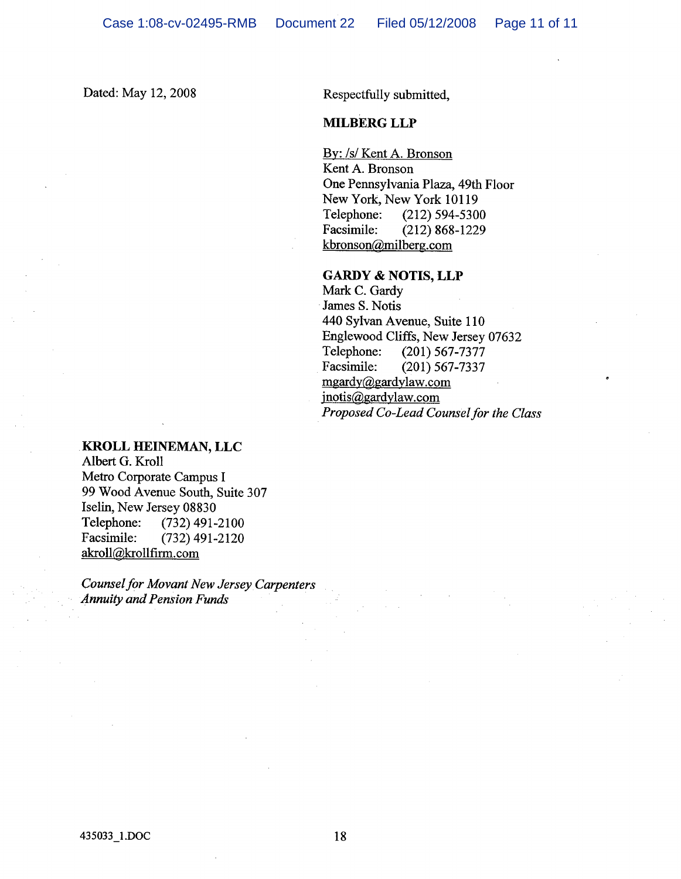Dated: May 12, 2008

Respectfully submitted,

**MILBERG LLP**

By: /s/ Kent A. Bronson
Kent A. Bronson
One Pennsylvania Plaza, 49th Floor
New York, New York 10119
Telephone: (212) 594-5300
Facsimile: (212) 868-1229
kbronson@milberg.com

**GARDY & NOTIS, LLP**
Mark C. Gardy
James S. Notis
440 Sylvan Avenue, Suite 110
Englewood Cliffs, New Jersey 07632
Telephone: (201) 567-7377
Facsimile: (201) 567-7337
mgardy@gardylaw.com
jnotis@gardylaw.com
*Proposed Co-Lead Counsel for the Class*

**KROLL HEINEMAN, LLC**
Albert G. Kroll
Metro Corporate Campus I
99 Wood Avenue South, Suite 307
Iselin, New Jersey 08830
Telephone: (732) 491-2100
Facsimile: (732) 491-2120
akroll@krollfirm.com

*Counsel for Movant New Jersey Carpenters Annuity and Pension Funds*

435033_1.DOC